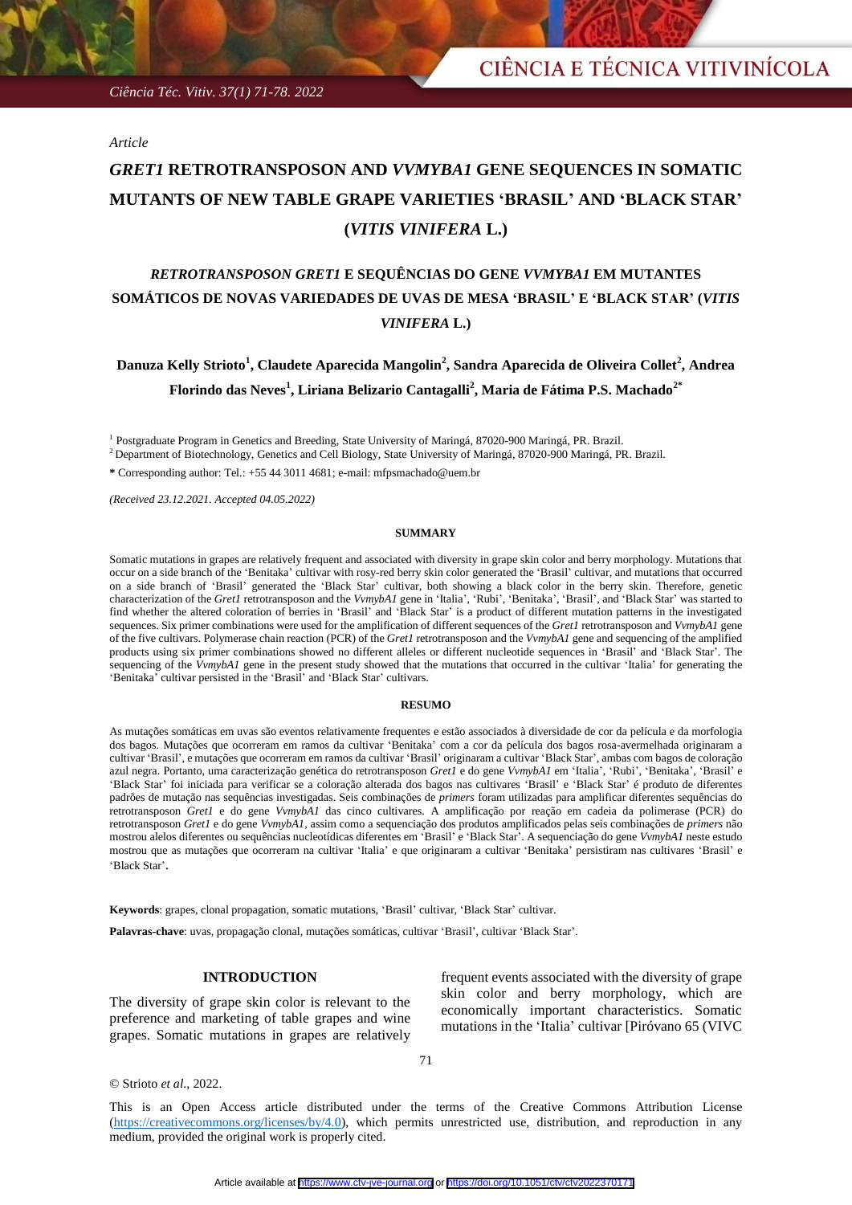*Article*

# *GRET1* RETROTRANSPOSON AND *VVMYBA1* GENE SEQUENCES IN SOMATIC MUTANTS OF NEW TABLE GRAPE VARIETIES 'BRASIL' AND 'BLACK STAR' (*VITIS VINIFERA* L.)

## *RETROTRANSPOSON GRET1* E SEQUÊNCIAS DO GENE *VVMYBA1* EM MUTANTES SOMÁTICOS DE NOVAS VARIEDADES DE UVAS DE MESA 'BRASIL' E 'BLACK STAR' (*VITIS VINIFERA* L.)

**Danuza Kelly Strioto[1], Claudete Aparecida Mangolin[2], Sandra Aparecida de Oliveira Collet[2], Andrea Florindo das Neves[1], Liriana Belizario Cantagalli[2], Maria de Fátima P.S. Machado[2*]**

[1] Postgraduate Program in Genetics and Breeding, State University of Maringá, 87020-900 Maringá, PR. Brazil.
[2] Department of Biotechnology, Genetics and Cell Biology, State University of Maringá, 87020-900 Maringá, PR. Brazil.

**\*** Corresponding author: Tel.: +55 44 3011 4681; e-mail: mfpsmachado@uem.br

*(Received 23.12.2021. Accepted 04.05.2022)*

### SUMMARY

Somatic mutations in grapes are relatively frequent and associated with diversity in grape skin color and berry morphology. Mutations that occur on a side branch of the 'Benitaka' cultivar with rosy-red berry skin color generated the 'Brasil' cultivar, and mutations that occurred on a side branch of 'Brasil' generated the 'Black Star' cultivar, both showing a black color in the berry skin. Therefore, genetic characterization of the *Gret1* retrotransposon and the *VvmybA1* gene in 'Italia', 'Rubi', 'Benitaka', 'Brasil', and 'Black Star' was started to find whether the altered coloration of berries in 'Brasil' and 'Black Star' is a product of different mutation patterns in the investigated sequences. Six primer combinations were used for the amplification of different sequences of the *Gret1* retrotransposon and *VvmybA1* gene of the five cultivars. Polymerase chain reaction (PCR) of the *Gret1* retrotransposon and the *VvmybA1* gene and sequencing of the amplified products using six primer combinations showed no different alleles or different nucleotide sequences in 'Brasil' and 'Black Star'. The sequencing of the *VvmybA1* gene in the present study showed that the mutations that occurred in the cultivar 'Italia' for generating the 'Benitaka' cultivar persisted in the 'Brasil' and 'Black Star' cultivars.

### RESUMO

As mutações somáticas em uvas são eventos relativamente frequentes e estão associados à diversidade de cor da película e da morfologia dos bagos. Mutações que ocorreram em ramos da cultivar 'Benitaka' com a cor da película dos bagos rosa-avermelhada originaram a cultivar 'Brasil', e mutações que ocorreram em ramos da cultivar 'Brasil' originaram a cultivar 'Black Star', ambas com bagos de coloração azul negra. Portanto, uma caracterização genética do retrotransposon *Gret1* e do gene *VvmybA1* em 'Italia', 'Rubi', 'Benitaka', 'Brasil' e 'Black Star' foi iniciada para verificar se a coloração alterada dos bagos nas cultivares 'Brasil' e 'Black Star' é produto de diferentes padrões de mutação nas sequências investigadas. Seis combinações de *primers* foram utilizadas para amplificar diferentes sequências do retrotransposon *Gret1* e do gene *VvmybA1* das cinco cultivares. A amplificação por reação em cadeia da polimerase (PCR) do retrotransposon *Gret1* e do gene *VvmybA1*, assim como a sequenciação dos produtos amplificados pelas seis combinações de *primers* não mostrou alelos diferentes ou sequências nucleotídicas diferentes em 'Brasil' e 'Black Star'. A sequenciação do gene *VvmybA1* neste estudo mostrou que as mutações que ocorreram na cultivar 'Italia' e que originaram a cultivar 'Benitaka' persistiram nas cultivares 'Brasil' e 'Black Star'.

**Keywords**: grapes, clonal propagation, somatic mutations, 'Brasil' cultivar, 'Black Star' cultivar.

**Palavras-chave**: uvas, propagação clonal, mutações somáticas, cultivar 'Brasil', cultivar 'Black Star'.

### INTRODUCTION

The diversity of grape skin color is relevant to the preference and marketing of table grapes and wine grapes. Somatic mutations in grapes are relatively frequent events associated with the diversity of grape skin color and berry morphology, which are economically important characteristics. Somatic mutations in the 'Italia' cultivar [Piróvano 65 (VIVC

© Strioto *et al.*, 2022.

This is an Open Access article distributed under the terms of the Creative Commons Attribution License (https://creativecommons.org/licenses/by/4.0), which permits unrestricted use, distribution, and reproduction in any medium, provided the original work is properly cited.

Article available at https://www.ctv-jve-journal.org or https://doi.org/10.1051/ctv/ctv2022370171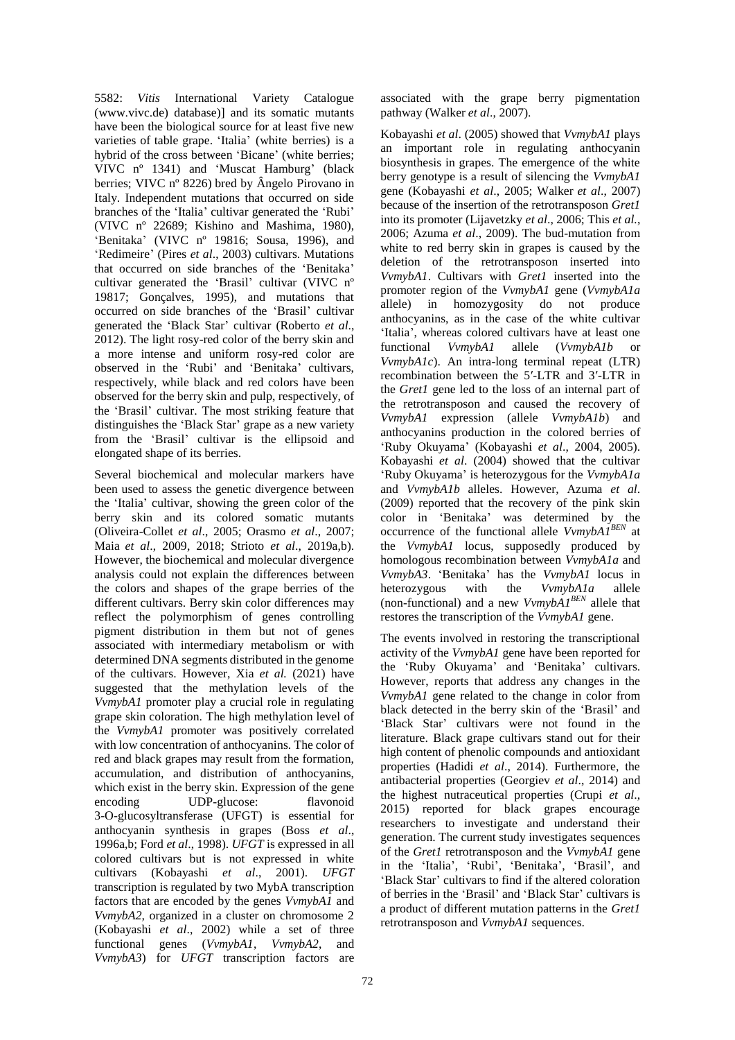5582: *Vitis* International Variety Catalogue (www.vivc.de) database)] and its somatic mutants have been the biological source for at least five new varieties of table grape. 'Italia' (white berries) is a hybrid of the cross between 'Bicane' (white berries; VIVC nº 1341) and 'Muscat Hamburg' (black berries; VIVC nº 8226) bred by Ângelo Pirovano in Italy. Independent mutations that occurred on side branches of the 'Italia' cultivar generated the 'Rubi' (VIVC nº 22689; Kishino and Mashima, 1980), 'Benitaka' (VIVC nº 19816; Sousa, 1996), and 'Redimeire' (Pires *et al*., 2003) cultivars. Mutations that occurred on side branches of the 'Benitaka' cultivar generated the 'Brasil' cultivar (VIVC nº 19817; Gonçalves, 1995), and mutations that occurred on side branches of the 'Brasil' cultivar generated the 'Black Star' cultivar (Roberto *et al*., 2012). The light rosy-red color of the berry skin and a more intense and uniform rosy-red color are observed in the 'Rubi' and 'Benitaka' cultivars, respectively, while black and red colors have been observed for the berry skin and pulp, respectively, of the 'Brasil' cultivar. The most striking feature that distinguishes the 'Black Star' grape as a new variety from the 'Brasil' cultivar is the ellipsoid and elongated shape of its berries.

Several biochemical and molecular markers have been used to assess the genetic divergence between the 'Italia' cultivar, showing the green color of the berry skin and its colored somatic mutants (Oliveira-Collet *et al*., 2005; Orasmo *et al*., 2007; Maia *et al*., 2009, 2018; Strioto *et al*., 2019a,b). However, the biochemical and molecular divergence analysis could not explain the differences between the colors and shapes of the grape berries of the different cultivars. Berry skin color differences may reflect the polymorphism of genes controlling pigment distribution in them but not of genes associated with intermediary metabolism or with determined DNA segments distributed in the genome of the cultivars. However, Xia *et al.* (2021) have suggested that the methylation levels of the *VvmybA1* promoter play a crucial role in regulating grape skin coloration. The high methylation level of the *VvmybA1* promoter was positively correlated with low concentration of anthocyanins. The color of red and black grapes may result from the formation, accumulation, and distribution of anthocyanins, which exist in the berry skin. Expression of the gene encoding UDP-glucose: flavonoid 3-O-glucosyltransferase (UFGT) is essential for anthocyanin synthesis in grapes (Boss *et al*., 1996a,b; Ford *et al*., 1998). *UFGT* is expressed in all colored cultivars but is not expressed in white cultivars (Kobayashi *et al*., 2001). *UFGT* transcription is regulated by two MybA transcription factors that are encoded by the genes *VvmybA1* and *VvmybA2*, organized in a cluster on chromosome 2 (Kobayashi *et al*., 2002) while a set of three functional genes (*VvmybA1*, *VvmybA2*, and *VvmybA3*) for *UFGT* transcription factors are associated with the grape berry pigmentation pathway (Walker *et al*., 2007).

Kobayashi *et al*. (2005) showed that *VvmybA1* plays an important role in regulating anthocyanin biosynthesis in grapes. The emergence of the white berry genotype is a result of silencing the *VvmybA1* gene (Kobayashi *et al*., 2005; Walker *et al*., 2007) because of the insertion of the retrotransposon *Gret1* into its promoter (Lijavetzky *et al*., 2006; This *et al.*, 2006; Azuma *et al*., 2009). The bud-mutation from white to red berry skin in grapes is caused by the deletion of the retrotransposon inserted into *VvmybA1*. Cultivars with *Gret1* inserted into the promoter region of the *VvmybA1* gene (*VvmybA1a* allele) in homozygosity do not produce anthocyanins, as in the case of the white cultivar 'Italia', whereas colored cultivars have at least one functional *VvmybA1* allele (*VvmybA1b* or *VvmybA1c*). An intra-long terminal repeat (LTR) recombination between the 5′-LTR and 3′-LTR in the *Gret1* gene led to the loss of an internal part of the retrotransposon and caused the recovery of *VvmybA1* expression (allele *VvmybA1b*) and anthocyanins production in the colored berries of 'Ruby Okuyama' (Kobayashi *et al*., 2004, 2005). Kobayashi *et al*. (2004) showed that the cultivar 'Ruby Okuyama' is heterozygous for the *VvmybA1a* and *VvmybA1b* alleles. However, Azuma *et al*. (2009) reported that the recovery of the pink skin color in 'Benitaka' was determined by the occurrence of the functional allele $VvmybA1^{BEN}$ at the *VvmybA1* locus, supposedly produced by homologous recombination between *VvmybA1a* and *VvmybA3*. 'Benitaka' has the *VvmybA1* locus in heterozygous with the *VvmybA1a* allele (non-functional) and a new $VvmybA1^{BEN}$ allele that restores the transcription of the *VvmybA1* gene.

The events involved in restoring the transcriptional activity of the *VvmybA1* gene have been reported for the 'Ruby Okuyama' and 'Benitaka' cultivars. However, reports that address any changes in the *VvmybA1* gene related to the change in color from black detected in the berry skin of the 'Brasil' and 'Black Star' cultivars were not found in the literature. Black grape cultivars stand out for their high content of phenolic compounds and antioxidant properties (Hadidi *et al*., 2014). Furthermore, the antibacterial properties (Georgiev *et al*., 2014) and the highest nutraceutical properties (Crupi *et al*., 2015) reported for black grapes encourage researchers to investigate and understand their generation. The current study investigates sequences of the *Gret1* retrotransposon and the *VvmybA1* gene in the 'Italia', 'Rubi', 'Benitaka', 'Brasil', and 'Black Star' cultivars to find if the altered coloration of berries in the 'Brasil' and 'Black Star' cultivars is a product of different mutation patterns in the *Gret1* retrotransposon and *VvmybA1* sequences.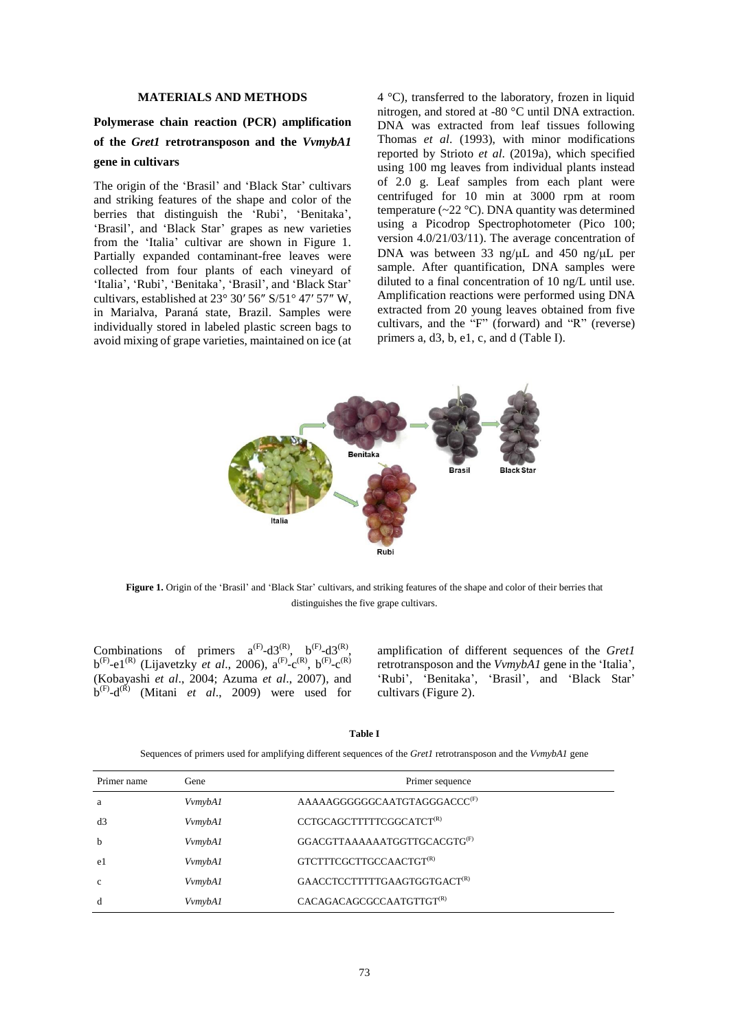## MATERIALS AND METHODS

### Polymerase chain reaction (PCR) amplification of the *Gret1* retrotransposon and the *VvmybA1* gene in cultivars

The origin of the 'Brasil' and 'Black Star' cultivars and striking features of the shape and color of the berries that distinguish the 'Rubi', 'Benitaka', 'Brasil', and 'Black Star' grapes as new varieties from the 'Italia' cultivar are shown in Figure 1. Partially expanded contaminant-free leaves were collected from four plants of each vineyard of 'Italia', 'Rubi', 'Benitaka', 'Brasil', and 'Black Star' cultivars, established at 23° 30′ 56″ S/51° 47′ 57″ W, in Marialva, Paraná state, Brazil. Samples were individually stored in labeled plastic screen bags to avoid mixing of grape varieties, maintained on ice (at 4 °C), transferred to the laboratory, frozen in liquid nitrogen, and stored at -80 °C until DNA extraction. DNA was extracted from leaf tissues following Thomas *et al*. (1993), with minor modifications reported by Strioto *et al*. (2019a), which specified using 100 mg leaves from individual plants instead of 2.0 g. Leaf samples from each plant were centrifuged for 10 min at 3000 rpm at room temperature (~22 °C). DNA quantity was determined using a Picodrop Spectrophotometer (Pico 100; version 4.0/21/03/11). The average concentration of DNA was between 33 ng/μL and 450 ng/μL per sample. After quantification, DNA samples were diluted to a final concentration of 10 ng/L until use. Amplification reactions were performed using DNA extracted from 20 young leaves obtained from five cultivars, and the "F" (forward) and "R" (reverse) primers a, d3, b, e1, c, and d (Table I).

**Figure 1.** Origin of the 'Brasil' and 'Black Star' cultivars, and striking features of the shape and color of their berries that distinguishes the five grape cultivars.

Combinations of primers $a^{(F)}$-$d3^{(R)}$, $b^{(F)}$-$d3^{(R)}$, $b^{(F)}$-$e1^{(R)}$ (Lijavetzky *et al*., 2006), $a^{(F)}$-$c^{(R)}$, $b^{(F)}$-$c^{(R)}$ (Kobayashi *et al*., 2004; Azuma *et al*., 2007), and $b^{(F)}$-$d^{(R)}$ (Mitani *et al*., 2009) were used for amplification of different sequences of the *Gret1* retrotransposon and the *VvmybA1* gene in the 'Italia', 'Rubi', 'Benitaka', 'Brasil', and 'Black Star' cultivars (Figure 2).

**Table I**

Sequences of primers used for amplifying different sequences of the *Gret1* retrotransposon and the *VvmybA1* gene

| Primer name | Gene | Primer sequence |
|---|---|---|
| a | *VvmybA1* | AAAAAGGGGGGCAATGTAGGGACCC$^{(F)}$ |
| d3 | *VvmybA1* | CCTGCAGCTTTTTCGGCATCT$^{(R)}$ |
| b | *VvmybA1* | GGACGTTAAAAAATGGTTGCACGTG$^{(F)}$ |
| e1 | *VvmybA1* | GTCTTTCGCTTGCCAACTGT$^{(R)}$ |
| c | *VvmybA1* | GAACCTCCTTTTTGAAGTGGTGACT$^{(R)}$ |
| d | *VvmybA1* | CACAGACAGCGCCAATGTTGT$^{(R)}$ |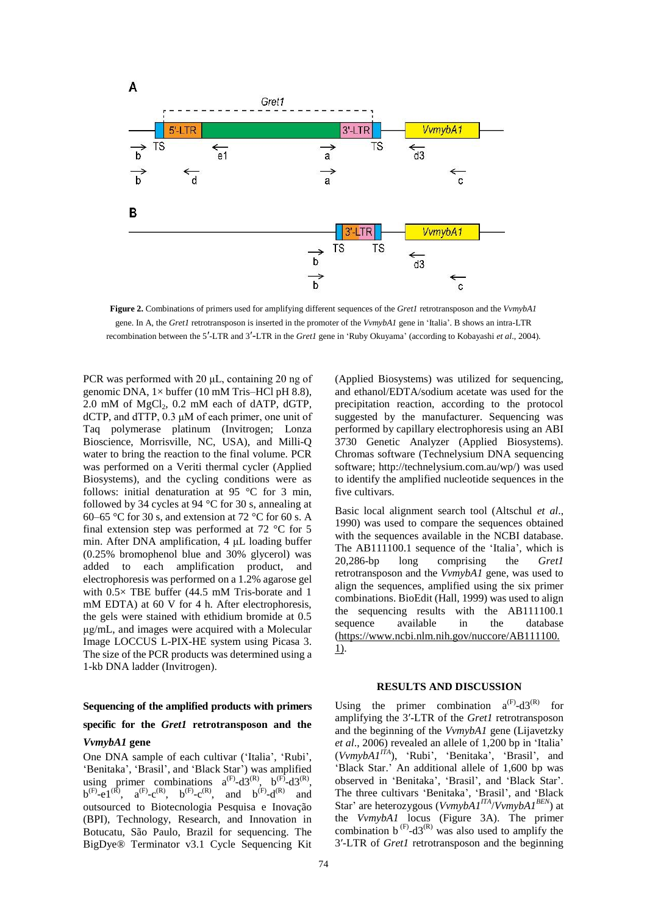**Figure 2.** Combinations of primers used for amplifying different sequences of the *Gret1* retrotransposon and the *VvmybA1* gene. In A, the *Gret1* retrotransposon is inserted in the promoter of the *VvmybA1* gene in 'Italia'. B shows an intra-LTR recombination between the 5′-LTR and 3′-LTR in the *Gret1* gene in 'Ruby Okuyama' (according to Kobayashi *et al*., 2004).

PCR was performed with 20 µL, containing 20 ng of genomic DNA, 1× buffer (10 mM Tris–HCl pH 8.8), 2.0 mM of $MgCl_2$, 0.2 mM each of dATP, dGTP, dCTP, and dTTP, 0.3 µM of each primer, one unit of Taq polymerase platinum (Invitrogen; Lonza Bioscience, Morrisville, NC, USA), and Milli-Q water to bring the reaction to the final volume. PCR was performed on a Veriti thermal cycler (Applied Biosystems), and the cycling conditions were as follows: initial denaturation at 95 °C for 3 min, followed by 34 cycles at 94 °C for 30 s, annealing at 60–65 °C for 30 s, and extension at 72 °C for 60 s. A final extension step was performed at 72 °C for 5 min. After DNA amplification, 4 µL loading buffer (0.25% bromophenol blue and 30% glycerol) was added to each amplification product, and electrophoresis was performed on a 1.2% agarose gel with 0.5× TBE buffer (44.5 mM Tris-borate and 1 mM EDTA) at 60 V for 4 h. After electrophoresis, the gels were stained with ethidium bromide at 0.5 µg/mL, and images were acquired with a Molecular Image LOCCUS L-PIX-HE system using Picasa 3. The size of the PCR products was determined using a 1-kb DNA ladder (Invitrogen).

### Sequencing of the amplified products with primers specific for the *Gret1* retrotransposon and the *VvmybA1* gene

One DNA sample of each cultivar ('Italia', 'Rubi', 'Benitaka', 'Brasil', and 'Black Star') was amplified using primer combinations $a^{(F)}$-$d3^{(R)}$, $b^{(F)}$-$d3^{(R)}$, $b^{(F)}$-$e1^{(R)}$, $a^{(F)}$-$c^{(R)}$, $b^{(F)}$-$c^{(R)}$, and $b^{(F)}$-$d^{(R)}$ and outsourced to Biotecnologia Pesquisa e Inovação (BPI), Technology, Research, and Innovation in Botucatu, São Paulo, Brazil for sequencing. The BigDye® Terminator v3.1 Cycle Sequencing Kit (Applied Biosystems) was utilized for sequencing, and ethanol/EDTA/sodium acetate was used for the precipitation reaction, according to the protocol suggested by the manufacturer. Sequencing was performed by capillary electrophoresis using an ABI 3730 Genetic Analyzer (Applied Biosystems). Chromas software (Technelysium DNA sequencing software; http://technelysium.com.au/wp/) was used to identify the amplified nucleotide sequences in the five cultivars.

Basic local alignment search tool (Altschul *et al*., 1990) was used to compare the sequences obtained with the sequences available in the NCBI database. The AB111100.1 sequence of the 'Italia', which is 20,286-bp long comprising the *Gret1* retrotransposon and the *VvmybA1* gene, was used to align the sequences, amplified using the six primer combinations. BioEdit (Hall, 1999) was used to align the sequencing results with the AB111100.1 sequence available in the database (https://www.ncbi.nlm.nih.gov/nuccore/AB111100.1).

## RESULTS AND DISCUSSION

Using the primer combination $a^{(F)}$-$d3^{(R)}$ for amplifying the 3′-LTR of the *Gret1* retrotransposon and the beginning of the *VvmybA1* gene (Lijavetzky *et al*., 2006) revealed an allele of 1,200 bp in 'Italia' (*VvmybA1*$^{ITA}$), 'Rubi', 'Benitaka', 'Brasil', and 'Black Star.' An additional allele of 1,600 bp was observed in 'Benitaka', 'Brasil', and 'Black Star'. The three cultivars 'Benitaka', 'Brasil', and 'Black Star' are heterozygous (*VvmybA1*$^{ITA}$/*VvmybA1*$^{BEN}$) at the *VvmybA1* locus (Figure 3A). The primer combination $b^{(F)}$-$d3^{(R)}$ was also used to amplify the 3′-LTR of *Gret1* retrotransposon and the beginning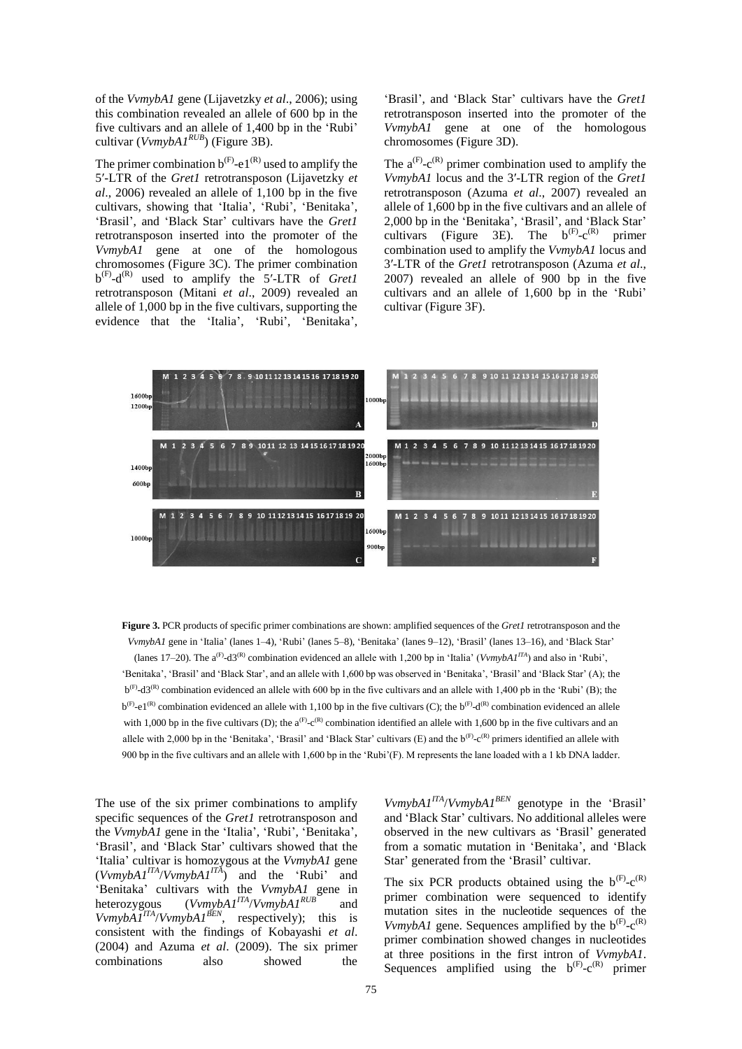of the *VvmybA1* gene (Lijavetzky *et al*., 2006); using this combination revealed an allele of 600 bp in the five cultivars and an allele of 1,400 bp in the 'Rubi' cultivar ($VvmybA1^{RUB}$) (Figure 3B).

The primer combination $b^{(F)}$-$e1^{(R)}$ used to amplify the 5′-LTR of the *Gret1* retrotransposon (Lijavetzky *et al*., 2006) revealed an allele of 1,100 bp in the five cultivars, showing that 'Italia', 'Rubi', 'Benitaka', 'Brasil', and 'Black Star' cultivars have the *Gret1* retrotransposon inserted into the promoter of the *VvmybA1* gene at one of the homologous chromosomes (Figure 3C). The primer combination $b^{(F)}$-$d^{(R)}$ used to amplify the 5′-LTR of *Gret1* retrotransposon (Mitani *et al*., 2009) revealed an allele of 1,000 bp in the five cultivars, supporting the evidence that the 'Italia', 'Rubi', 'Benitaka', 'Brasil', and 'Black Star' cultivars have the *Gret1* retrotransposon inserted into the promoter of the *VvmybA1* gene at one of the homologous chromosomes (Figure 3D).

The $a^{(F)}$-$c^{(R)}$ primer combination used to amplify the *VvmybA1* locus and the 3′-LTR region of the *Gret1* retrotransposon (Azuma *et al*., 2007) revealed an allele of 1,600 bp in the five cultivars and an allele of 2,000 bp in the 'Benitaka', 'Brasil', and 'Black Star' cultivars (Figure 3E). The $b^{(F)}$-$c^{(R)}$ primer combination used to amplify the *VvmybA1* locus and 3′-LTR of the *Gret1* retrotransposon (Azuma *et al*., 2007) revealed an allele of 900 bp in the five cultivars and an allele of 1,600 bp in the 'Rubi' cultivar (Figure 3F).

**Figure 3.** PCR products of specific primer combinations are shown: amplified sequences of the *Gret1* retrotransposon and the *VvmybA1* gene in 'Italia' (lanes 1–4), 'Rubi' (lanes 5–8), 'Benitaka' (lanes 9–12), 'Brasil' (lanes 13–16), and 'Black Star' (lanes 17–20). The $a^{(F)}$-$d3^{(R)}$ combination evidenced an allele with 1,200 bp in 'Italia' ($VvmybA1^{ITA}$) and also in 'Rubi', 'Benitaka', 'Brasil' and 'Black Star', and an allele with 1,600 bp was observed in 'Benitaka', 'Brasil' and 'Black Star' (A); the $b^{(F)}$-$d3^{(R)}$ combination evidenced an allele with 600 bp in the five cultivars and an allele with 1,400 pb in the 'Rubi' (B); the $b^{(F)}$-$e1^{(R)}$ combination evidenced an allele with 1,100 bp in the five cultivars (C); the $b^{(F)}$-$d^{(R)}$ combination evidenced an allele with 1,000 bp in the five cultivars (D); the $a^{(F)}$-$c^{(R)}$ combination identified an allele with 1,600 bp in the five cultivars and an allele with 2,000 bp in the 'Benitaka', 'Brasil' and 'Black Star' cultivars (E) and the $b^{(F)}$-$c^{(R)}$ primers identified an allele with 900 bp in the five cultivars and an allele with 1,600 bp in the 'Rubi'(F). M represents the lane loaded with a 1 kb DNA ladder.

The use of the six primer combinations to amplify specific sequences of the *Gret1* retrotransposon and the *VvmybA1* gene in the 'Italia', 'Rubi', 'Benitaka', 'Brasil', and 'Black Star' cultivars showed that the 'Italia' cultivar is homozygous at the *VvmybA1* gene ($VvmybA1^{ITA}/VvmybA1^{ITA}$) and the 'Rubi' and 'Benitaka' cultivars with the *VvmybA1* gene in heterozygous ($VvmybA1^{ITA}/VvmybA1^{RUB}$ and $VvmybA1^{ITA}/VvmybA1^{BEN}$, respectively); this is consistent with the findings of Kobayashi *et al*. (2004) and Azuma *et al*. (2009). The six primer combinations also showed the $VvmybA1^{ITA}/VvmybA1^{BEN}$ genotype in the 'Brasil' and 'Black Star' cultivars. No additional alleles were observed in the new cultivars as 'Brasil' generated from a somatic mutation in 'Benitaka', and 'Black Star' generated from the 'Brasil' cultivar.

The six PCR products obtained using the $b^{(F)}$-$c^{(R)}$ primer combination were sequenced to identify mutation sites in the nucleotide sequences of the *VvmybA1* gene. Sequences amplified by the $b^{(F)}$-$c^{(R)}$ primer combination showed changes in nucleotides at three positions in the first intron of *VvmybA1*. Sequences amplified using the $b^{(F)}$-$c^{(R)}$ primer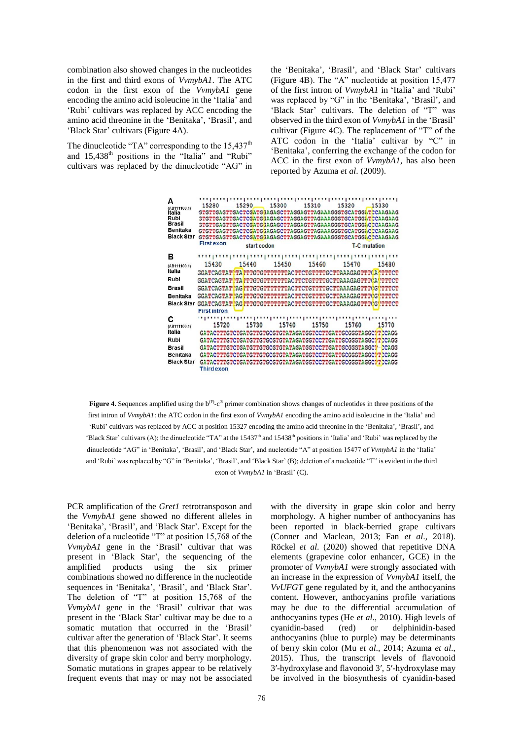combination also showed changes in the nucleotides in the first and third exons of *VvmybA1*. The ATC codon in the first exon of the *VvmybA1* gene encoding the amino acid isoleucine in the 'Italia' and 'Rubi' cultivars was replaced by ACC encoding the amino acid threonine in the 'Benitaka', 'Brasil', and 'Black Star' cultivars (Figure 4A).

The dinucleotide "TA" corresponding to the 15,437th and 15,438th positions in the "Italia" and "Rubi" cultivars was replaced by the dinucleotide "AG" in the 'Benitaka', 'Brasil', and 'Black Star' cultivars (Figure 4B). The "A" nucleotide at position 15,477 of the first intron of *VvmybA1* in 'Italia' and 'Rubi' was replaced by "G" in the 'Benitaka', 'Brasil', and 'Black Star' cultivars. The deletion of "T" was observed in the third exon of *VvmybA1* in the 'Brasil' cultivar (Figure 4C). The replacement of "T" of the ATC codon in the 'Italia' cultivar by "C" in 'Benitaka', conferring the exchange of the codon for ACC in the first exon of *VvmybA1*, has also been reported by Azuma *et al*. (2009).

**Figure 4.** Sequences amplified using the b$^{(F)}$-c$^{(R)}$ primer combination shows changes of nucleotides in three positions of the first intron of *VvmybA1*: the ATC codon in the first exon of *VvmybA1* encoding the amino acid isoleucine in the 'Italia' and 'Rubi' cultivars was replaced by ACC at position 15327 encoding the amino acid threonine in the 'Benitaka', 'Brasil', and 'Black Star' cultivars (A); the dinucleotide "TA" at the 15437th and 15438th positions in 'Italia' and 'Rubi' was replaced by the dinucleotide "AG" in 'Benitaka', 'Brasil', and 'Black Star', and nucleotide "A" at position 15477 of *VvmybA1* in the 'Italia' and 'Rubi' was replaced by "G" in 'Benitaka', 'Brasil', and 'Black Star' (B); deletion of a nucleotide "T" is evident in the third exon of *VvmybA1* in 'Brasil' (C).

PCR amplification of the *Gret1* retrotransposon and the *VvmybA1* gene showed no different alleles in 'Benitaka', 'Brasil', and 'Black Star'. Except for the deletion of a nucleotide "T" at position 15,768 of the *VvmybA1* gene in the 'Brasil' cultivar that was present in 'Black Star', the sequencing of the amplified products using the six primer combinations showed no difference in the nucleotide sequences in 'Benitaka', 'Brasil', and 'Black Star'. The deletion of "T" at position 15,768 of the *VvmybA1* gene in the 'Brasil' cultivar that was present in the 'Black Star' cultivar may be due to a somatic mutation that occurred in the 'Brasil' cultivar after the generation of 'Black Star'. It seems that this phenomenon was not associated with the diversity of grape skin color and berry morphology. Somatic mutations in grapes appear to be relatively frequent events that may or may not be associated with the diversity in grape skin color and berry morphology. A higher number of anthocyanins has been reported in black-berried grape cultivars (Conner and Maclean, 2013; Fan *et al*., 2018). Röckel *et al*. (2020) showed that repetitive DNA elements (grapevine color enhancer, GCE) in the promoter of *VvmybA1* were strongly associated with an increase in the expression of *VvmybA1* itself, the *VvUFGT* gene regulated by it, and the anthocyanins content. However, anthocyanins profile variations may be due to the differential accumulation of anthocyanins types (He *et al*., 2010). High levels of cyanidin-based (red) or delphinidin-based anthocyanins (blue to purple) may be determinants of berry skin color (Mu *et al*., 2014; Azuma *et al*., 2015). Thus, the transcript levels of flavonoid 3′-hydroxylase and flavonoid 3′, 5′-hydroxylase may be involved in the biosynthesis of cyanidin-based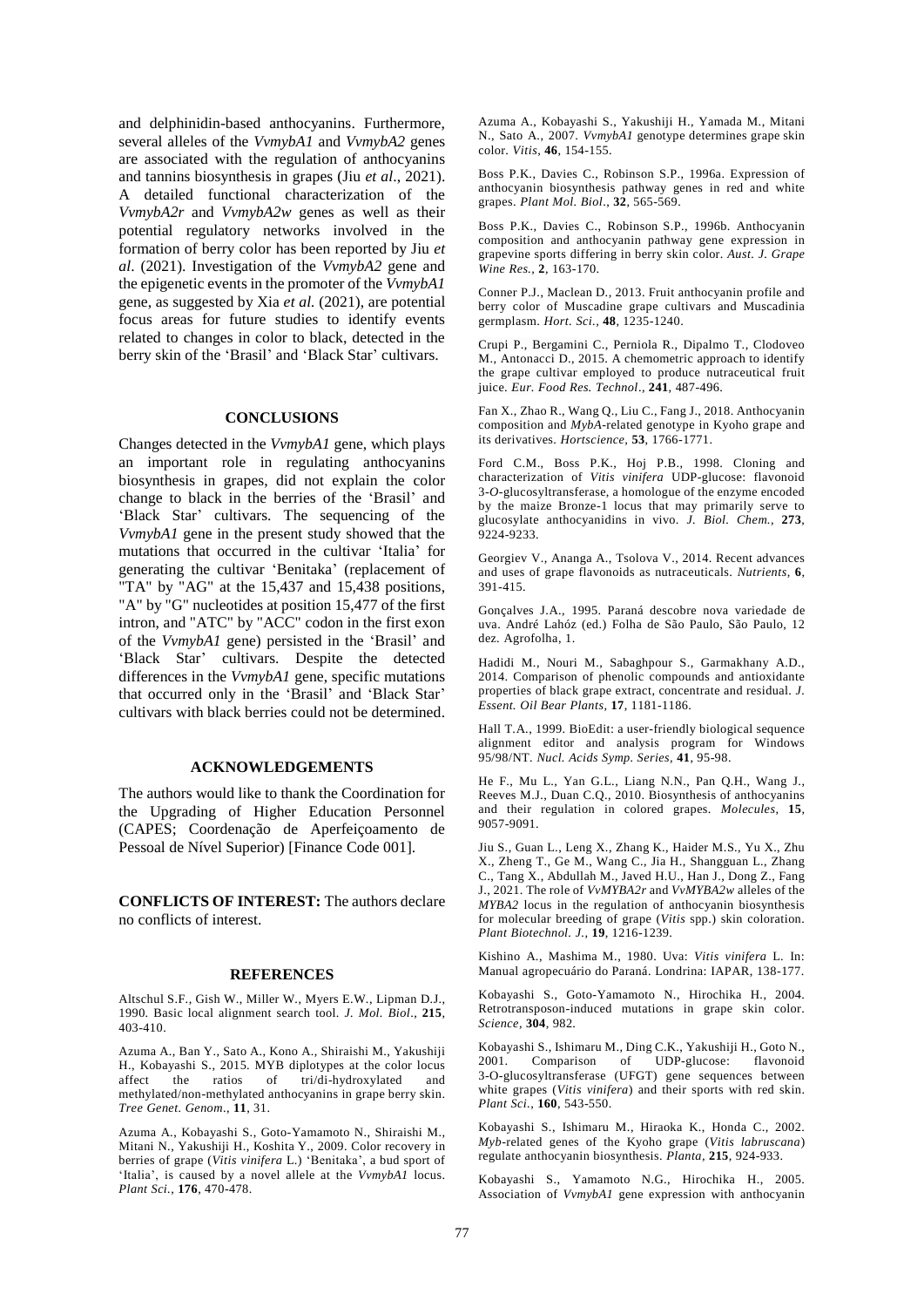and delphinidin-based anthocyanins. Furthermore, several alleles of the *VvmybA1* and *VvmybA2* genes are associated with the regulation of anthocyanins and tannins biosynthesis in grapes (Jiu *et al*., 2021). A detailed functional characterization of the *VvmybA2r* and *VvmybA2w* genes as well as their potential regulatory networks involved in the formation of berry color has been reported by Jiu *et al*. (2021). Investigation of the *VvmybA2* gene and the epigenetic events in the promoter of the *VvmybA1* gene, as suggested by Xia *et al.* (2021), are potential focus areas for future studies to identify events related to changes in color to black, detected in the berry skin of the 'Brasil' and 'Black Star' cultivars.

## CONCLUSIONS

Changes detected in the *VvmybA1* gene, which plays an important role in regulating anthocyanins biosynthesis in grapes, did not explain the color change to black in the berries of the 'Brasil' and 'Black Star' cultivars. The sequencing of the *VvmybA1* gene in the present study showed that the mutations that occurred in the cultivar 'Italia' for generating the cultivar 'Benitaka' (replacement of "TA" by "AG" at the 15,437 and 15,438 positions, "A" by "G" nucleotides at position 15,477 of the first intron, and "ATC" by "ACC" codon in the first exon of the *VvmybA1* gene) persisted in the 'Brasil' and 'Black Star' cultivars. Despite the detected differences in the *VvmybA1* gene, specific mutations that occurred only in the 'Brasil' and 'Black Star' cultivars with black berries could not be determined.

## ACKNOWLEDGEMENTS

The authors would like to thank the Coordination for the Upgrading of Higher Education Personnel (CAPES; Coordenação de Aperfeiçoamento de Pessoal de Nível Superior) [Finance Code 001].

**CONFLICTS OF INTEREST:** The authors declare no conflicts of interest.

## REFERENCES

Altschul S.F., Gish W., Miller W., Myers E.W., Lipman D.J., 1990. Basic local alignment search tool. *J. Mol. Biol*., **215**, 403-410.

Azuma A., Ban Y., Sato A., Kono A., Shiraishi M., Yakushiji H., Kobayashi S., 2015. MYB diplotypes at the color locus affect the ratios of tri/di-hydroxylated and methylated/non-methylated anthocyanins in grape berry skin. *Tree Genet. Genom*., **11**, 31.

Azuma A., Kobayashi S., Goto-Yamamoto N., Shiraishi M., Mitani N., Yakushiji H., Koshita Y., 2009. Color recovery in berries of grape (*Vitis vinifera* L.) 'Benitaka', a bud sport of 'Italia', is caused by a novel allele at the *VvmybA1* locus. *Plant Sci.*, **176**, 470-478.

Azuma A., Kobayashi S., Yakushiji H., Yamada M., Mitani N., Sato A., 2007. *VvmybA1* genotype determines grape skin color. *Vitis*, **46**, 154-155.

Boss P.K., Davies C., Robinson S.P., 1996a. Expression of anthocyanin biosynthesis pathway genes in red and white grapes. *Plant Mol. Biol*., **32**, 565-569.

Boss P.K., Davies C., Robinson S.P., 1996b. Anthocyanin composition and anthocyanin pathway gene expression in grapevine sports differing in berry skin color. *Aust. J. Grape Wine Res.*, **2**, 163-170.

Conner P.J., Maclean D., 2013. Fruit anthocyanin profile and berry color of Muscadine grape cultivars and Muscadinia germplasm. *Hort. Sci*., **48**, 1235-1240.

Crupi P., Bergamini C., Perniola R., Dipalmo T., Clodoveo M., Antonacci D., 2015. A chemometric approach to identify the grape cultivar employed to produce nutraceutical fruit juice. *Eur. Food Res. Technol*., **241**, 487-496.

Fan X., Zhao R., Wang Q., Liu C., Fang J., 2018. Anthocyanin composition and *MybA*-related genotype in Kyoho grape and its derivatives. *Hortscience*, **53**, 1766-1771.

Ford C.M., Boss P.K., Hoj P.B., 1998. Cloning and characterization of *Vitis vinifera* UDP-glucose: flavonoid 3-*O*-glucosyltransferase, a homologue of the enzyme encoded by the maize Bronze-1 locus that may primarily serve to glucosylate anthocyanidins in vivo. *J. Biol. Chem.*, **273**, 9224-9233.

Georgiev V., Ananga A., Tsolova V., 2014. Recent advances and uses of grape flavonoids as nutraceuticals. *Nutrients*, **6**, 391-415.

Gonçalves J.A., 1995. Paraná descobre nova variedade de uva. André Lahóz (ed.) Folha de São Paulo, São Paulo, 12 dez. Agrofolha, 1.

Hadidi M., Nouri M., Sabaghpour S., Garmakhany A.D., 2014. Comparison of phenolic compounds and antioxidante properties of black grape extract, concentrate and residual. *J. Essent. Oil Bear Plants*, **17**, 1181-1186.

Hall T.A., 1999. BioEdit: a user-friendly biological sequence alignment editor and analysis program for Windows 95/98/NT. *Nucl. Acids Symp. Series*, **41**, 95-98.

He F., Mu L., Yan G.L., Liang N.N., Pan Q.H., Wang J., Reeves M.J., Duan C.Q., 2010. Biosynthesis of anthocyanins and their regulation in colored grapes. *Molecules*, **15**, 9057-9091.

Jiu S., Guan L., Leng X., Zhang K., Haider M.S., Yu X., Zhu X., Zheng T., Ge M., Wang C., Jia H., Shangguan L., Zhang C., Tang X., Abdullah M., Javed H.U., Han J., Dong Z., Fang J., 2021. The role of *VvMYBA2r* and *VvMYBA2w* alleles of the *MYBA2* locus in the regulation of anthocyanin biosynthesis for molecular breeding of grape (*Vitis* spp.) skin coloration. *Plant Biotechnol. J.*, **19**, 1216-1239.

Kishino A., Mashima M., 1980. Uva: *Vitis vinifera* L. In: Manual agropecuário do Paraná. Londrina: IAPAR, 138-177.

Kobayashi S., Goto-Yamamoto N., Hirochika H., 2004. Retrotransposon-induced mutations in grape skin color. *Science*, **304**, 982.

Kobayashi S., Ishimaru M., Ding C.K., Yakushiji H., Goto N., 2001. Comparison of UDP-glucose: flavonoid 3-O-glucosyltransferase (UFGT) gene sequences between white grapes (*Vitis vinifera*) and their sports with red skin. *Plant Sci.*, **160**, 543-550.

Kobayashi S., Ishimaru M., Hiraoka K., Honda C., 2002. *Myb*-related genes of the Kyoho grape (*Vitis labruscana*) regulate anthocyanin biosynthesis. *Planta*, **215**, 924-933.

Kobayashi S., Yamamoto N.G., Hirochika H., 2005. Association of *VvmybA1* gene expression with anthocyanin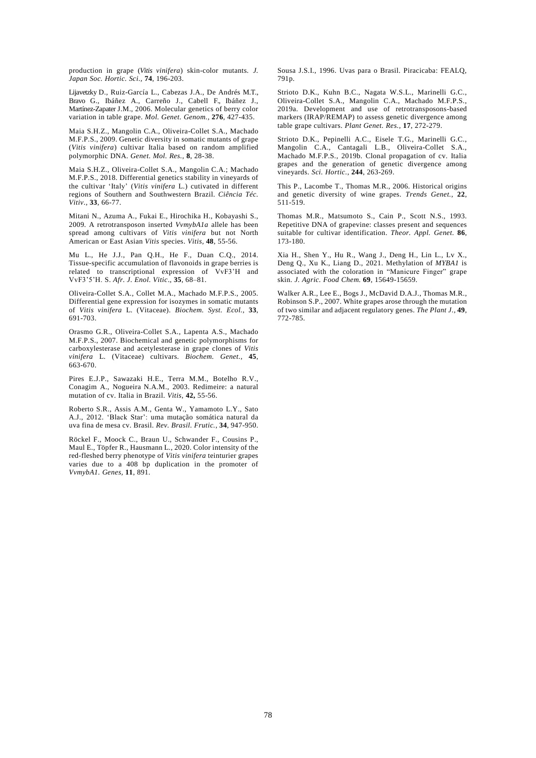production in grape (*Vitis vinifera*) skin-color mutants. *J. Japan Soc. Hortic. Sci.*, **74**, 196-203.

Lijavetzky D., Ruiz-García L., Cabezas J.A., De Andrés M.T., Bravo G., Ibáñez A., Carreño J., Cabell F., Ibáñez J., Martínez-Zapater J.M., 2006. Molecular genetics of berry color variation in table grape. *Mol. Genet. Genom.*, **276**, 427-435.

Maia S.H.Z., Mangolin C.A., Oliveira-Collet S.A., Machado M.F.P.S., 2009. Genetic diversity in somatic mutants of grape (*Vitis vinifera*) cultivar Italia based on random amplified polymorphic DNA. *Genet. Mol. Res.*, **8**, 28-38.

Maia S.H.Z., Oliveira-Collet S.A., Mangolin C.A.; Machado M.F.P.S., 2018. Differential genetics stability in vineyards of the cultivar 'Italy' (*Vitis vinifera* L.) cutivated in different regions of Southern and Southwestern Brazil. *Ciência Téc. Vitiv.*, **33**, 66-77.

Mitani N., Azuma A., Fukai E., Hirochika H., Kobayashi S., 2009. A retrotransposon inserted *VvmybA1a* allele has been spread among cultivars of *Vitis vinifera* but not North American or East Asian *Vitis* species. *Vitis*, **48**, 55-56.

Mu L., He J.J., Pan Q.H., He F., Duan C.Q., 2014. Tissue-specific accumulation of flavonoids in grape berries is related to transcriptional expression of VvF3'H and VvF3'5'H. S. *Afr. J. Enol. Vitic*., **35**, 68–81.

Oliveira-Collet S.A., Collet M.A., Machado M.F.P.S., 2005. Differential gene expression for isozymes in somatic mutants of *Vitis vinifera* L. (Vitaceae). *Biochem. Syst. Ecol.*, **33**, 691-703.

Orasmo G.R., Oliveira-Collet S.A., Lapenta A.S., Machado M.F.P.S., 2007. Biochemical and genetic polymorphisms for carboxylesterase and acetylesterase in grape clones of *Vitis vinifera* L. (Vitaceae) cultivars. *Biochem. Genet.*, **45**, 663-670.

Pires E.J.P., Sawazaki H.E., Terra M.M., Botelho R.V., Conagim A., Nogueira N.A.M., 2003. Redimeire: a natural mutation of cv. Italia in Brazil. *Vitis*, **42,** 55-56.

Roberto S.R., Assis A.M., Genta W., Yamamoto L.Y., Sato A.J., 2012. 'Black Star': uma mutação somática natural da uva fina de mesa cv. Brasil. *Rev. Brasil. Frutic.*, **34**, 947-950.

Röckel F., Moock C., Braun U., Schwander F., Cousins P., Maul E., Töpfer R., Hausmann L., 2020. Color intensity of the red-fleshed berry phenotype of *Vitis vinifera* teinturier grapes varies due to a 408 bp duplication in the promoter of *VvmybA1*. *Genes*, **11**, 891.

Sousa J.S.I., 1996. Uvas para o Brasil. Piracicaba: FEALQ, 791p.

Strioto D.K., Kuhn B.C., Nagata W.S.L., Marinelli G.C., Oliveira-Collet S.A., Mangolin C.A., Machado M.F.P.S., 2019a. Development and use of retrotransposons-based markers (IRAP/REMAP) to assess genetic divergence among table grape cultivars. *Plant Genet. Res.*, **17**, 272-279.

Strioto D.K., Pepinelli A.C., Eisele T.G., Marinelli G.C., Mangolin C.A., Cantagali L.B., Oliveira-Collet S.A., Machado M.F.P.S., 2019b. Clonal propagation of cv. Italia grapes and the generation of genetic divergence among vineyards. *Sci. Hortic.*, **244**, 263-269.

This P., Lacombe T., Thomas M.R., 2006. Historical origins and genetic diversity of wine grapes. *Trends Genet.*, **22**, 511-519.

Thomas M.R., Matsumoto S., Cain P., Scott N.S., 1993. Repetitive DNA of grapevine: classes present and sequences suitable for cultivar identification. *Theor. Appl. Genet.* **86**, 173-180.

Xia H., Shen Y., Hu R., Wang J., Deng H., Lin L., Lv X., Deng Q., Xu K., Liang D., 2021. Methylation of *MYBA1* is associated with the coloration in "Manicure Finger" grape skin. *J. Agric. Food Chem.* **69**, 15649-15659.

Walker A.R., Lee E., Bogs J., McDavid D.A.J., Thomas M.R., Robinson S.P., 2007. White grapes arose through the mutation of two similar and adjacent regulatory genes. *The Plant J.*, **49**, 772-785.